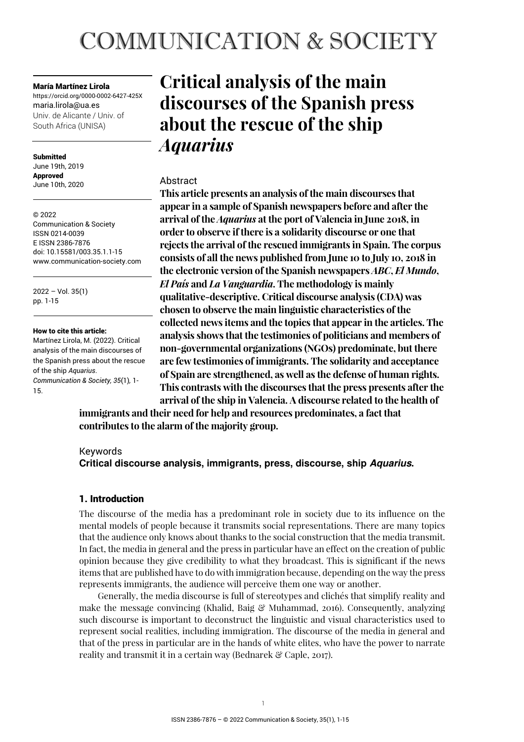# COMMUNICATION & SOCIETY

**María Martínez Lirola**
https://orcid.org/0000-0002-6427-425X
maria.lirola@ua.es
Univ. de Alicante / Univ. of South Africa (UNISA)

**Submitted**
June 19th, 2019
**Approved**
June 10th, 2020

© 2022
Communication & Society
ISSN 0214-0039
E ISSN 2386-7876
doi: 10.15581/003.35.1.1-15
www.communication-society.com

2022 – Vol. 35(1)
pp. 1-15

**How to cite this article:**
Martínez Lirola, M. (2022). Critical analysis of the main discourses of the Spanish press about the rescue of the ship *Aquarius*. *Communication & Society, 35*(1), 1-15.

# Critical analysis of the main discourses of the Spanish press about the rescue of the ship *Aquarius*

## Abstract

**This article presents an analysis of the main discourses that appear in a sample of Spanish newspapers before and after the arrival of the *Aquarius* at the port of Valencia in June 2018, in order to observe if there is a solidarity discourse or one that rejects the arrival of the rescued immigrants in Spain. The corpus consists of all the news published from June 10 to July 10, 2018 in the electronic version of the Spanish newspapers *ABC*, *El Mundo*, *El País* and *La Vanguardia*. The methodology is mainly qualitative-descriptive. Critical discourse analysis (CDA) was chosen to observe the main linguistic characteristics of the collected news items and the topics that appear in the articles. The analysis shows that the testimonies of politicians and members of non-governmental organizations (NGOs) predominate, but there are few testimonies of immigrants. The solidarity and acceptance of Spain are strengthened, as well as the defense of human rights. This contrasts with the discourses that the press presents after the arrival of the ship in Valencia. A discourse related to the health of immigrants and their need for help and resources predominates, a fact that contributes to the alarm of the majority group.**

## Keywords

**Critical discourse analysis, immigrants, press, discourse, ship *Aquarius*.**

## 1. Introduction

The discourse of the media has a predominant role in society due to its influence on the mental models of people because it transmits social representations. There are many topics that the audience only knows about thanks to the social construction that the media transmit. In fact, the media in general and the press in particular have an effect on the creation of public opinion because they give credibility to what they broadcast. This is significant if the news items that are published have to do with immigration because, depending on the way the press represents immigrants, the audience will perceive them one way or another.

Generally, the media discourse is full of stereotypes and clichés that simplify reality and make the message convincing (Khalid, Baig & Muhammad, 2016). Consequently, analyzing such discourse is important to deconstruct the linguistic and visual characteristics used to represent social realities, including immigration. The discourse of the media in general and that of the press in particular are in the hands of white elites, who have the power to narrate reality and transmit it in a certain way (Bednarek & Caple, 2017).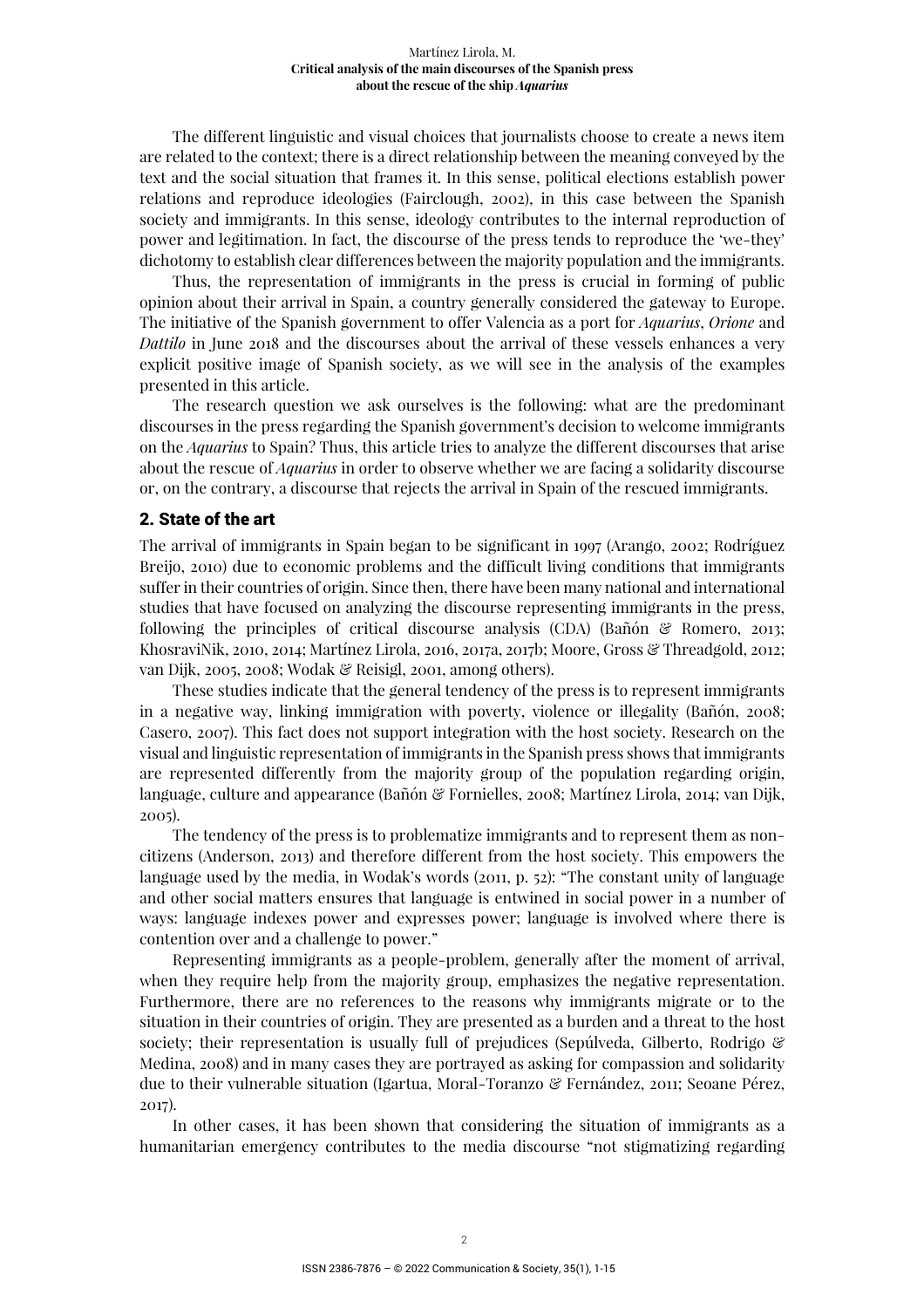The different linguistic and visual choices that journalists choose to create a news item are related to the context; there is a direct relationship between the meaning conveyed by the text and the social situation that frames it. In this sense, political elections establish power relations and reproduce ideologies (Fairclough, 2002), in this case between the Spanish society and immigrants. In this sense, ideology contributes to the internal reproduction of power and legitimation. In fact, the discourse of the press tends to reproduce the 'we-they' dichotomy to establish clear differences between the majority population and the immigrants.

Thus, the representation of immigrants in the press is crucial in forming of public opinion about their arrival in Spain, a country generally considered the gateway to Europe. The initiative of the Spanish government to offer Valencia as a port for *Aquarius*, *Orione* and *Dattilo* in June 2018 and the discourses about the arrival of these vessels enhances a very explicit positive image of Spanish society, as we will see in the analysis of the examples presented in this article.

The research question we ask ourselves is the following: what are the predominant discourses in the press regarding the Spanish government's decision to welcome immigrants on the *Aquarius* to Spain? Thus, this article tries to analyze the different discourses that arise about the rescue of *Aquarius* in order to observe whether we are facing a solidarity discourse or, on the contrary, a discourse that rejects the arrival in Spain of the rescued immigrants.

## 2. State of the art

The arrival of immigrants in Spain began to be significant in 1997 (Arango, 2002; Rodríguez Breijo, 2010) due to economic problems and the difficult living conditions that immigrants suffer in their countries of origin. Since then, there have been many national and international studies that have focused on analyzing the discourse representing immigrants in the press, following the principles of critical discourse analysis (CDA) (Bañón & Romero, 2013; KhosraviNik, 2010, 2014; Martínez Lirola, 2016, 2017a, 2017b; Moore, Gross & Threadgold, 2012; van Dijk, 2005, 2008; Wodak & Reisigl, 2001, among others).

These studies indicate that the general tendency of the press is to represent immigrants in a negative way, linking immigration with poverty, violence or illegality (Bañón, 2008; Casero, 2007). This fact does not support integration with the host society. Research on the visual and linguistic representation of immigrants in the Spanish press shows that immigrants are represented differently from the majority group of the population regarding origin, language, culture and appearance (Bañón & Fornielles, 2008; Martínez Lirola, 2014; van Dijk, 2005).

The tendency of the press is to problematize immigrants and to represent them as non-citizens (Anderson, 2013) and therefore different from the host society. This empowers the language used by the media, in Wodak's words (2011, p. 52): "The constant unity of language and other social matters ensures that language is entwined in social power in a number of ways: language indexes power and expresses power; language is involved where there is contention over and a challenge to power."

Representing immigrants as a people-problem, generally after the moment of arrival, when they require help from the majority group, emphasizes the negative representation. Furthermore, there are no references to the reasons why immigrants migrate or to the situation in their countries of origin. They are presented as a burden and a threat to the host society; their representation is usually full of prejudices (Sepúlveda, Gilberto, Rodrigo & Medina, 2008) and in many cases they are portrayed as asking for compassion and solidarity due to their vulnerable situation (Igartua, Moral-Toranzo & Fernández, 2011; Seoane Pérez, 2017).

In other cases, it has been shown that considering the situation of immigrants as a humanitarian emergency contributes to the media discourse "not stigmatizing regarding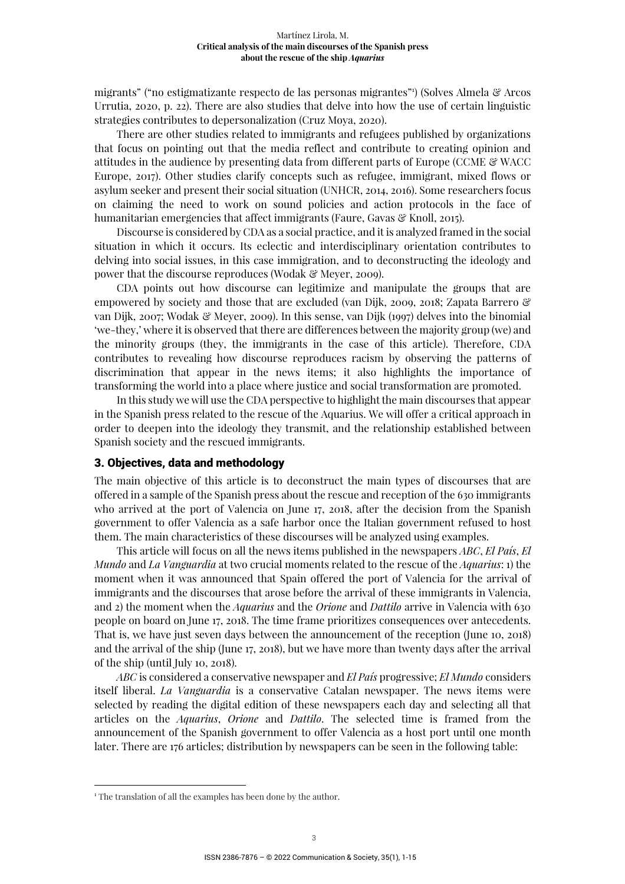migrants" ("no estigmatizante respecto de las personas migrantes"[1]) (Solves Almela & Arcos Urrutia, 2020, p. 22). There are also studies that delve into how the use of certain linguistic strategies contributes to depersonalization (Cruz Moya, 2020).

There are other studies related to immigrants and refugees published by organizations that focus on pointing out that the media reflect and contribute to creating opinion and attitudes in the audience by presenting data from different parts of Europe (CCME & WACC Europe, 2017). Other studies clarify concepts such as refugee, immigrant, mixed flows or asylum seeker and present their social situation (UNHCR, 2014, 2016). Some researchers focus on claiming the need to work on sound policies and action protocols in the face of humanitarian emergencies that affect immigrants (Faure, Gavas & Knoll, 2015).

Discourse is considered by CDA as a social practice, and it is analyzed framed in the social situation in which it occurs. Its eclectic and interdisciplinary orientation contributes to delving into social issues, in this case immigration, and to deconstructing the ideology and power that the discourse reproduces (Wodak & Meyer, 2009).

CDA points out how discourse can legitimize and manipulate the groups that are empowered by society and those that are excluded (van Dijk, 2009, 2018; Zapata Barrero & van Dijk, 2007; Wodak & Meyer, 2009). In this sense, van Dijk (1997) delves into the binomial 'we-they,' where it is observed that there are differences between the majority group (we) and the minority groups (they, the immigrants in the case of this article). Therefore, CDA contributes to revealing how discourse reproduces racism by observing the patterns of discrimination that appear in the news items; it also highlights the importance of transforming the world into a place where justice and social transformation are promoted.

In this study we will use the CDA perspective to highlight the main discourses that appear in the Spanish press related to the rescue of the Aquarius. We will offer a critical approach in order to deepen into the ideology they transmit, and the relationship established between Spanish society and the rescued immigrants.

## 3. Objectives, data and methodology

The main objective of this article is to deconstruct the main types of discourses that are offered in a sample of the Spanish press about the rescue and reception of the 630 immigrants who arrived at the port of Valencia on June 17, 2018, after the decision from the Spanish government to offer Valencia as a safe harbor once the Italian government refused to host them. The main characteristics of these discourses will be analyzed using examples.

This article will focus on all the news items published in the newspapers *ABC*, *El País*, *El Mundo* and *La Vanguardia* at two crucial moments related to the rescue of the *Aquarius*: 1) the moment when it was announced that Spain offered the port of Valencia for the arrival of immigrants and the discourses that arose before the arrival of these immigrants in Valencia, and 2) the moment when the *Aquarius* and the *Orione* and *Dattilo* arrive in Valencia with 630 people on board on June 17, 2018. The time frame prioritizes consequences over antecedents. That is, we have just seven days between the announcement of the reception (June 10, 2018) and the arrival of the ship (June 17, 2018), but we have more than twenty days after the arrival of the ship (until July 10, 2018).

*ABC* is considered a conservative newspaper and *El País* progressive; *El Mundo* considers itself liberal. *La Vanguardia* is a conservative Catalan newspaper. The news items were selected by reading the digital edition of these newspapers each day and selecting all that articles on the *Aquarius*, *Orione* and *Dattilo*. The selected time is framed from the announcement of the Spanish government to offer Valencia as a host port until one month later. There are 176 articles; distribution by newspapers can be seen in the following table:

[1] The translation of all the examples has been done by the author.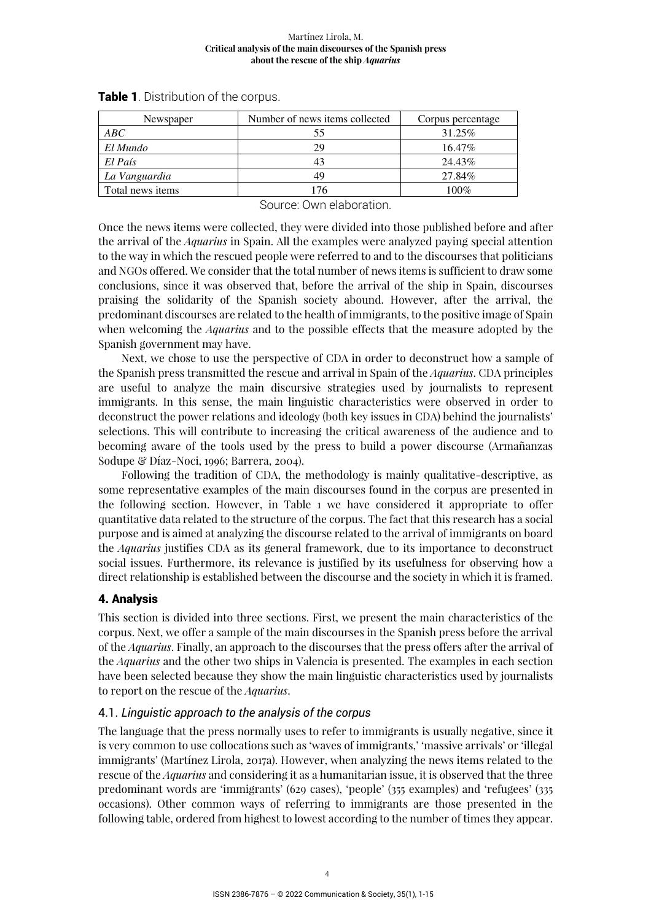**Table 1**. Distribution of the corpus.

| Newspaper | Number of news items collected | Corpus percentage |
|---|---|---|
| *ABC* | 55 | 31.25% |
| *El Mundo* | 29 | 16.47% |
| *El País* | 43 | 24.43% |
| *La Vanguardia* | 49 | 27.84% |
| Total news items | 176 | 100% |

Source: Own elaboration.

Once the news items were collected, they were divided into those published before and after the arrival of the *Aquarius* in Spain. All the examples were analyzed paying special attention to the way in which the rescued people were referred to and to the discourses that politicians and NGOs offered. We consider that the total number of news items is sufficient to draw some conclusions, since it was observed that, before the arrival of the ship in Spain, discourses praising the solidarity of the Spanish society abound. However, after the arrival, the predominant discourses are related to the health of immigrants, to the positive image of Spain when welcoming the *Aquarius* and to the possible effects that the measure adopted by the Spanish government may have.

Next, we chose to use the perspective of CDA in order to deconstruct how a sample of the Spanish press transmitted the rescue and arrival in Spain of the *Aquarius*. CDA principles are useful to analyze the main discursive strategies used by journalists to represent immigrants. In this sense, the main linguistic characteristics were observed in order to deconstruct the power relations and ideology (both key issues in CDA) behind the journalists' selections. This will contribute to increasing the critical awareness of the audience and to becoming aware of the tools used by the press to build a power discourse (Armañanzas Sodupe & Díaz-Noci, 1996; Barrera, 2004).

Following the tradition of CDA, the methodology is mainly qualitative-descriptive, as some representative examples of the main discourses found in the corpus are presented in the following section. However, in Table 1 we have considered it appropriate to offer quantitative data related to the structure of the corpus. The fact that this research has a social purpose and is aimed at analyzing the discourse related to the arrival of immigrants on board the *Aquarius* justifies CDA as its general framework, due to its importance to deconstruct social issues. Furthermore, its relevance is justified by its usefulness for observing how a direct relationship is established between the discourse and the society in which it is framed.

## 4. Analysis

This section is divided into three sections. First, we present the main characteristics of the corpus. Next, we offer a sample of the main discourses in the Spanish press before the arrival of the *Aquarius*. Finally, an approach to the discourses that the press offers after the arrival of the *Aquarius* and the other two ships in Valencia is presented. The examples in each section have been selected because they show the main linguistic characteristics used by journalists to report on the rescue of the *Aquarius*.

### 4.1. *Linguistic approach to the analysis of the corpus*

The language that the press normally uses to refer to immigrants is usually negative, since it is very common to use collocations such as 'waves of immigrants,' 'massive arrivals' or 'illegal immigrants' (Martínez Lirola, 2017a). However, when analyzing the news items related to the rescue of the *Aquarius* and considering it as a humanitarian issue, it is observed that the three predominant words are 'immigrants' (629 cases), 'people' (355 examples) and 'refugees' (335 occasions). Other common ways of referring to immigrants are those presented in the following table, ordered from highest to lowest according to the number of times they appear.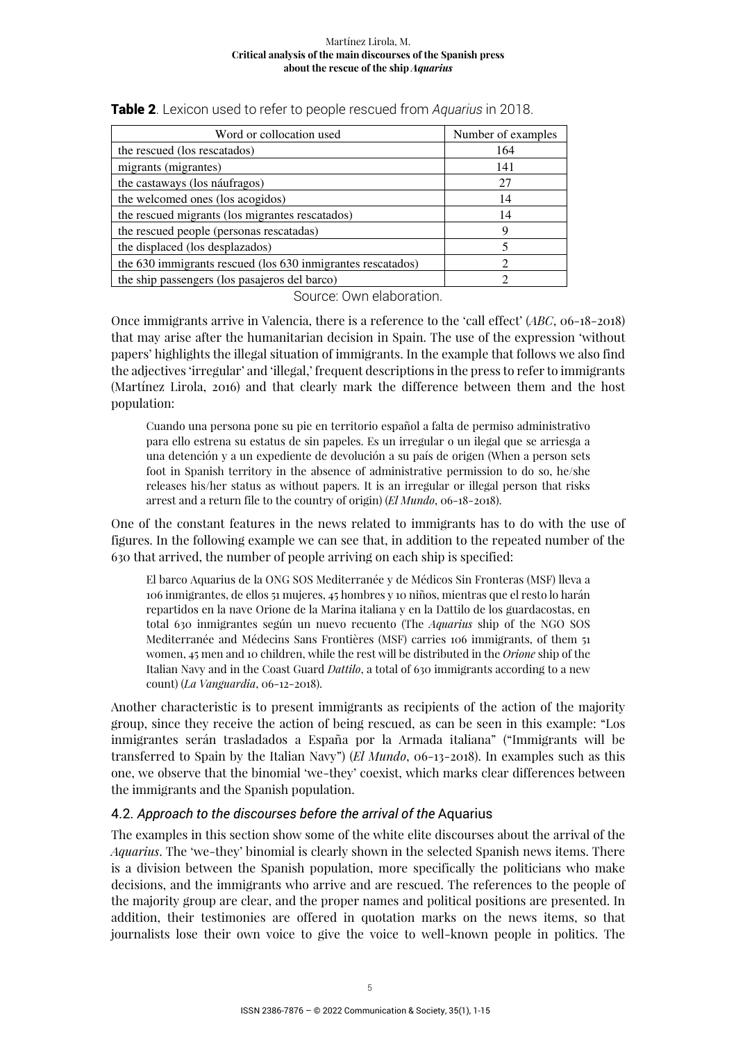**Table 2**. Lexicon used to refer to people rescued from *Aquarius* in 2018.

| Word or collocation used | Number of examples |
|---|---|
| the rescued (los rescatados) | 164 |
| migrants (migrantes) | 141 |
| the castaways (los náufragos) | 27 |
| the welcomed ones (los acogidos) | 14 |
| the rescued migrants (los migrantes rescatados) | 14 |
| the rescued people (personas rescatadas) | 9 |
| the displaced (los desplazados) | 5 |
| the 630 immigrants rescued (los 630 inmigrantes rescatados) | 2 |
| the ship passengers (los pasajeros del barco) | 2 |

Source: Own elaboration.

Once immigrants arrive in Valencia, there is a reference to the 'call effect' (*ABC*, 06-18-2018) that may arise after the humanitarian decision in Spain. The use of the expression 'without papers' highlights the illegal situation of immigrants. In the example that follows we also find the adjectives 'irregular' and 'illegal,' frequent descriptions in the press to refer to immigrants (Martínez Lirola, 2016) and that clearly mark the difference between them and the host population:

> Cuando una persona pone su pie en territorio español a falta de permiso administrativo para ello estrena su estatus de sin papeles. Es un irregular o un ilegal que se arriesga a una detención y a un expediente de devolución a su país de origen (When a person sets foot in Spanish territory in the absence of administrative permission to do so, he/she releases his/her status as without papers. It is an irregular or illegal person that risks arrest and a return file to the country of origin) (*El Mundo*, 06-18-2018).

One of the constant features in the news related to immigrants has to do with the use of figures. In the following example we can see that, in addition to the repeated number of the 630 that arrived, the number of people arriving on each ship is specified:

> El barco Aquarius de la ONG SOS Mediterranée y de Médicos Sin Fronteras (MSF) lleva a 106 inmigrantes, de ellos 51 mujeres, 45 hombres y 10 niños, mientras que el resto lo harán repartidos en la nave Orione de la Marina italiana y en la Dattilo de los guardacostas, en total 630 inmigrantes según un nuevo recuento (The *Aquarius* ship of the NGO SOS Mediterranée and Médecins Sans Frontières (MSF) carries 106 immigrants, of them 51 women, 45 men and 10 children, while the rest will be distributed in the *Orione* ship of the Italian Navy and in the Coast Guard *Dattilo*, a total of 630 immigrants according to a new count) (*La Vanguardia*, 06-12-2018).

Another characteristic is to present immigrants as recipients of the action of the majority group, since they receive the action of being rescued, as can be seen in this example: "Los inmigrantes serán trasladados a España por la Armada italiana" ("Immigrants will be transferred to Spain by the Italian Navy") (*El Mundo*, 06-13-2018). In examples such as this one, we observe that the binomial 'we-they' coexist, which marks clear differences between the immigrants and the Spanish population.

### 4.2. *Approach to the discourses before the arrival of the* Aquarius

The examples in this section show some of the white elite discourses about the arrival of the *Aquarius*. The 'we-they' binomial is clearly shown in the selected Spanish news items. There is a division between the Spanish population, more specifically the politicians who make decisions, and the immigrants who arrive and are rescued. The references to the people of the majority group are clear, and the proper names and political positions are presented. In addition, their testimonies are offered in quotation marks on the news items, so that journalists lose their own voice to give the voice to well-known people in politics. The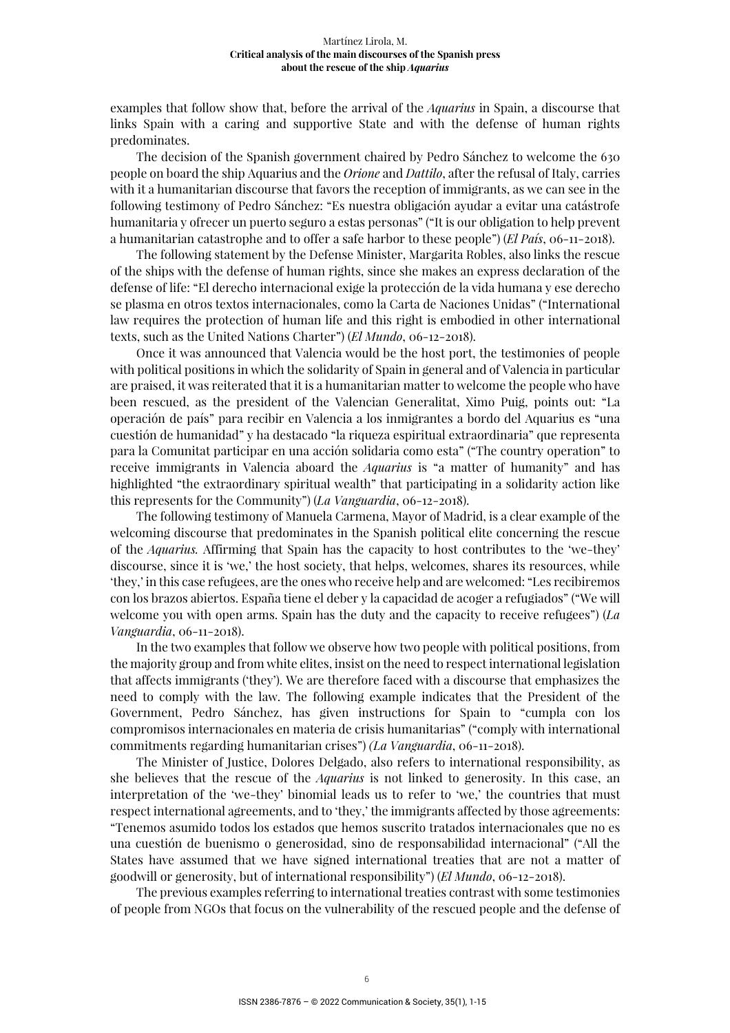examples that follow show that, before the arrival of the *Aquarius* in Spain, a discourse that links Spain with a caring and supportive State and with the defense of human rights predominates.

The decision of the Spanish government chaired by Pedro Sánchez to welcome the 630 people on board the ship Aquarius and the *Orione* and *Dattilo*, after the refusal of Italy, carries with it a humanitarian discourse that favors the reception of immigrants, as we can see in the following testimony of Pedro Sánchez: "Es nuestra obligación ayudar a evitar una catástrofe humanitaria y ofrecer un puerto seguro a estas personas" ("It is our obligation to help prevent a humanitarian catastrophe and to offer a safe harbor to these people") (*El País*, 06-11-2018).

The following statement by the Defense Minister, Margarita Robles, also links the rescue of the ships with the defense of human rights, since she makes an express declaration of the defense of life: "El derecho internacional exige la protección de la vida humana y ese derecho se plasma en otros textos internacionales, como la Carta de Naciones Unidas" ("International law requires the protection of human life and this right is embodied in other international texts, such as the United Nations Charter") (*El Mundo*, 06-12-2018).

Once it was announced that Valencia would be the host port, the testimonies of people with political positions in which the solidarity of Spain in general and of Valencia in particular are praised, it was reiterated that it is a humanitarian matter to welcome the people who have been rescued, as the president of the Valencian Generalitat, Ximo Puig, points out: "La operación de país" para recibir en Valencia a los inmigrantes a bordo del Aquarius es "una cuestión de humanidad" y ha destacado "la riqueza espiritual extraordinaria" que representa para la Comunitat participar en una acción solidaria como esta" ("The country operation" to receive immigrants in Valencia aboard the *Aquarius* is "a matter of humanity" and has highlighted "the extraordinary spiritual wealth" that participating in a solidarity action like this represents for the Community") (*La Vanguardia*, 06-12-2018).

The following testimony of Manuela Carmena, Mayor of Madrid, is a clear example of the welcoming discourse that predominates in the Spanish political elite concerning the rescue of the *Aquarius.* Affirming that Spain has the capacity to host contributes to the 'we-they' discourse, since it is 'we,' the host society, that helps, welcomes, shares its resources, while 'they,' in this case refugees, are the ones who receive help and are welcomed: "Les recibiremos con los brazos abiertos. España tiene el deber y la capacidad de acoger a refugiados" ("We will welcome you with open arms. Spain has the duty and the capacity to receive refugees") (*La Vanguardia*, 06-11-2018).

In the two examples that follow we observe how two people with political positions, from the majority group and from white elites, insist on the need to respect international legislation that affects immigrants ('they'). We are therefore faced with a discourse that emphasizes the need to comply with the law. The following example indicates that the President of the Government, Pedro Sánchez, has given instructions for Spain to "cumpla con los compromisos internacionales en materia de crisis humanitarias" ("comply with international commitments regarding humanitarian crises") *(La Vanguardia*, 06-11-2018).

The Minister of Justice, Dolores Delgado, also refers to international responsibility, as she believes that the rescue of the *Aquarius* is not linked to generosity. In this case, an interpretation of the 'we-they' binomial leads us to refer to 'we,' the countries that must respect international agreements, and to 'they,' the immigrants affected by those agreements: "Tenemos asumido todos los estados que hemos suscrito tratados internacionales que no es una cuestión de buenismo o generosidad, sino de responsabilidad internacional" ("All the States have assumed that we have signed international treaties that are not a matter of goodwill or generosity, but of international responsibility") (*El Mundo*, 06-12-2018).

The previous examples referring to international treaties contrast with some testimonies of people from NGOs that focus on the vulnerability of the rescued people and the defense of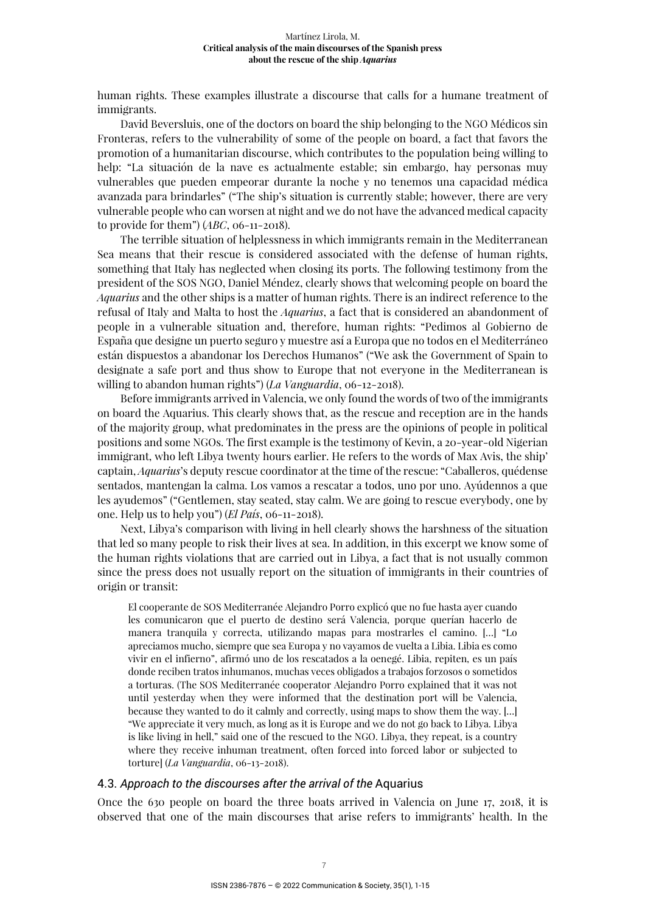human rights. These examples illustrate a discourse that calls for a humane treatment of immigrants.

David Beversluis, one of the doctors on board the ship belonging to the NGO Médicos sin Fronteras, refers to the vulnerability of some of the people on board, a fact that favors the promotion of a humanitarian discourse, which contributes to the population being willing to help: "La situación de la nave es actualmente estable; sin embargo, hay personas muy vulnerables que pueden empeorar durante la noche y no tenemos una capacidad médica avanzada para brindarles" ("The ship's situation is currently stable; however, there are very vulnerable people who can worsen at night and we do not have the advanced medical capacity to provide for them") (*ABC*, 06-11-2018).

The terrible situation of helplessness in which immigrants remain in the Mediterranean Sea means that their rescue is considered associated with the defense of human rights, something that Italy has neglected when closing its ports. The following testimony from the president of the SOS NGO, Daniel Méndez, clearly shows that welcoming people on board the *Aquarius* and the other ships is a matter of human rights. There is an indirect reference to the refusal of Italy and Malta to host the *Aquarius*, a fact that is considered an abandonment of people in a vulnerable situation and, therefore, human rights: "Pedimos al Gobierno de España que designe un puerto seguro y muestre así a Europa que no todos en el Mediterráneo están dispuestos a abandonar los Derechos Humanos" ("We ask the Government of Spain to designate a safe port and thus show to Europe that not everyone in the Mediterranean is willing to abandon human rights") (*La Vanguardia*, 06-12-2018).

Before immigrants arrived in Valencia, we only found the words of two of the immigrants on board the Aquarius. This clearly shows that, as the rescue and reception are in the hands of the majority group, what predominates in the press are the opinions of people in political positions and some NGOs. The first example is the testimony of Kevin, a 20-year-old Nigerian immigrant, who left Libya twenty hours earlier. He refers to the words of Max Avis, the ship' captain, *Aquarius*'s deputy rescue coordinator at the time of the rescue: "Caballeros, quédense sentados, mantengan la calma. Los vamos a rescatar a todos, uno por uno. Ayúdennos a que les ayudemos" ("Gentlemen, stay seated, stay calm. We are going to rescue everybody, one by one. Help us to help you") (*El País*, 06-11-2018).

Next, Libya's comparison with living in hell clearly shows the harshness of the situation that led so many people to risk their lives at sea. In addition, in this excerpt we know some of the human rights violations that are carried out in Libya, a fact that is not usually common since the press does not usually report on the situation of immigrants in their countries of origin or transit:

> El cooperante de SOS Mediterranée Alejandro Porro explicó que no fue hasta ayer cuando les comunicaron que el puerto de destino será Valencia, porque querían hacerlo de manera tranquila y correcta, utilizando mapas para mostrarles el camino. [...] "Lo apreciamos mucho, siempre que sea Europa y no vayamos de vuelta a Libia. Libia es como vivir en el infierno", afirmó uno de los rescatados a la oenegé. Libia, repiten, es un país donde reciben tratos inhumanos, muchas veces obligados a trabajos forzosos o sometidos a torturas. (The SOS Mediterranée cooperator Alejandro Porro explained that it was not until yesterday when they were informed that the destination port will be Valencia, because they wanted to do it calmly and correctly, using maps to show them the way. [...] "We appreciate it very much, as long as it is Europe and we do not go back to Libya. Libya is like living in hell," said one of the rescued to the NGO. Libya, they repeat, is a country where they receive inhuman treatment, often forced into forced labor or subjected to torture] (*La Vanguardia*, 06-13-2018).

### 4.3. *Approach to the discourses after the arrival of the* Aquarius

Once the 630 people on board the three boats arrived in Valencia on June 17, 2018, it is observed that one of the main discourses that arise refers to immigrants' health. In the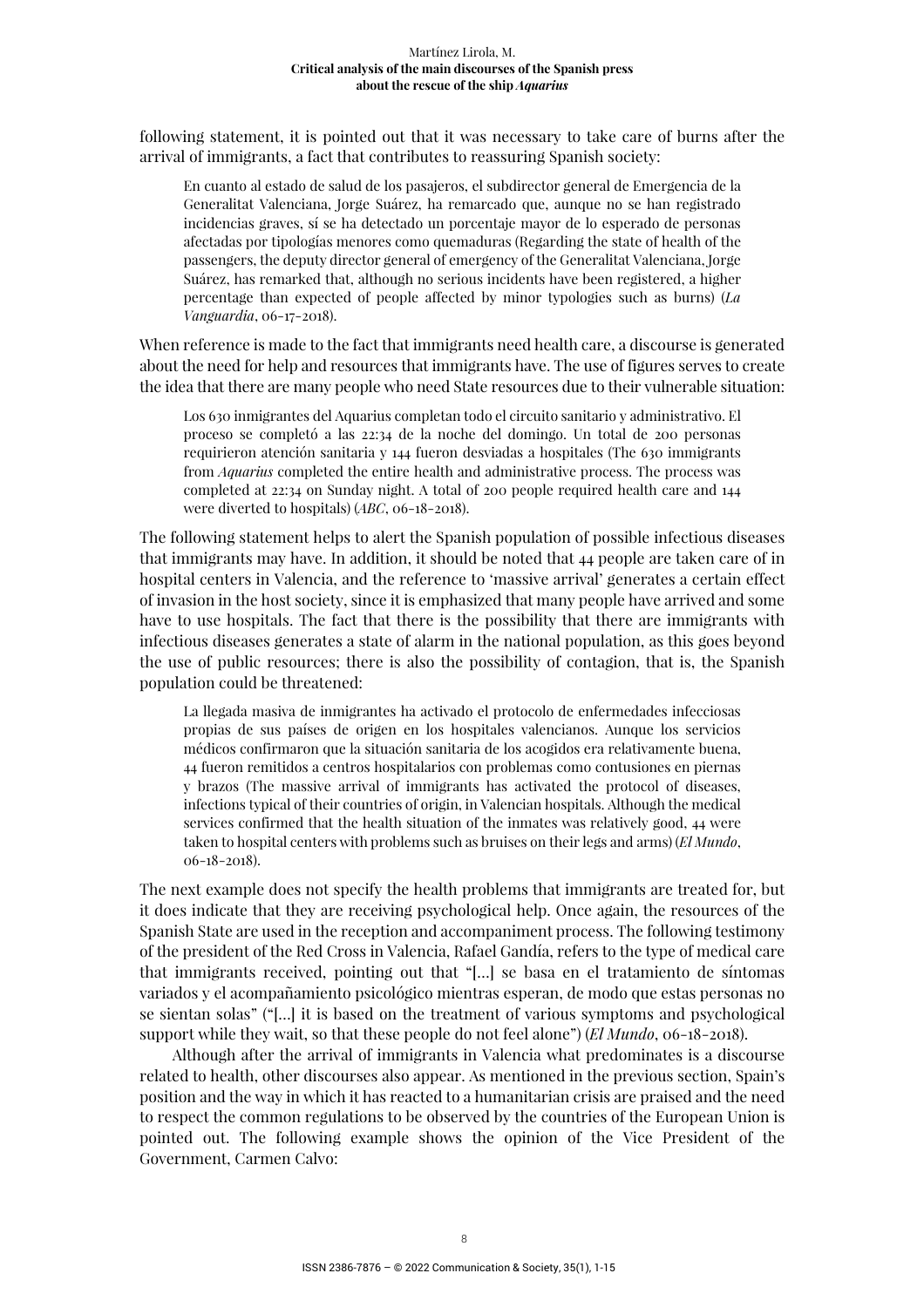following statement, it is pointed out that it was necessary to take care of burns after the arrival of immigrants, a fact that contributes to reassuring Spanish society:

> En cuanto al estado de salud de los pasajeros, el subdirector general de Emergencia de la Generalitat Valenciana, Jorge Suárez, ha remarcado que, aunque no se han registrado incidencias graves, sí se ha detectado un porcentaje mayor de lo esperado de personas afectadas por tipologías menores como quemaduras (Regarding the state of health of the passengers, the deputy director general of emergency of the Generalitat Valenciana, Jorge Suárez, has remarked that, although no serious incidents have been registered, a higher percentage than expected of people affected by minor typologies such as burns) (*La Vanguardia*, 06-17-2018).

When reference is made to the fact that immigrants need health care, a discourse is generated about the need for help and resources that immigrants have. The use of figures serves to create the idea that there are many people who need State resources due to their vulnerable situation:

> Los 630 inmigrantes del Aquarius completan todo el circuito sanitario y administrativo. El proceso se completó a las 22:34 de la noche del domingo. Un total de 200 personas requirieron atención sanitaria y 144 fueron desviadas a hospitales (The 630 immigrants from *Aquarius* completed the entire health and administrative process. The process was completed at 22:34 on Sunday night. A total of 200 people required health care and 144 were diverted to hospitals) (*ABC*, 06-18-2018).

The following statement helps to alert the Spanish population of possible infectious diseases that immigrants may have. In addition, it should be noted that 44 people are taken care of in hospital centers in Valencia, and the reference to 'massive arrival' generates a certain effect of invasion in the host society, since it is emphasized that many people have arrived and some have to use hospitals. The fact that there is the possibility that there are immigrants with infectious diseases generates a state of alarm in the national population, as this goes beyond the use of public resources; there is also the possibility of contagion, that is, the Spanish population could be threatened:

> La llegada masiva de inmigrantes ha activado el protocolo de enfermedades infecciosas propias de sus países de origen en los hospitales valencianos. Aunque los servicios médicos confirmaron que la situación sanitaria de los acogidos era relativamente buena, 44 fueron remitidos a centros hospitalarios con problemas como contusiones en piernas y brazos (The massive arrival of immigrants has activated the protocol of diseases, infections typical of their countries of origin, in Valencian hospitals. Although the medical services confirmed that the health situation of the inmates was relatively good, 44 were taken to hospital centers with problems such as bruises on their legs and arms) (*El Mundo*, 06-18-2018).

The next example does not specify the health problems that immigrants are treated for, but it does indicate that they are receiving psychological help. Once again, the resources of the Spanish State are used in the reception and accompaniment process. The following testimony of the president of the Red Cross in Valencia, Rafael Gandía, refers to the type of medical care that immigrants received, pointing out that "[...] se basa en el tratamiento de síntomas variados y el acompañamiento psicológico mientras esperan, de modo que estas personas no se sientan solas" ("[...] it is based on the treatment of various symptoms and psychological support while they wait, so that these people do not feel alone") (*El Mundo*, 06-18-2018).

Although after the arrival of immigrants in Valencia what predominates is a discourse related to health, other discourses also appear. As mentioned in the previous section, Spain's position and the way in which it has reacted to a humanitarian crisis are praised and the need to respect the common regulations to be observed by the countries of the European Union is pointed out. The following example shows the opinion of the Vice President of the Government, Carmen Calvo: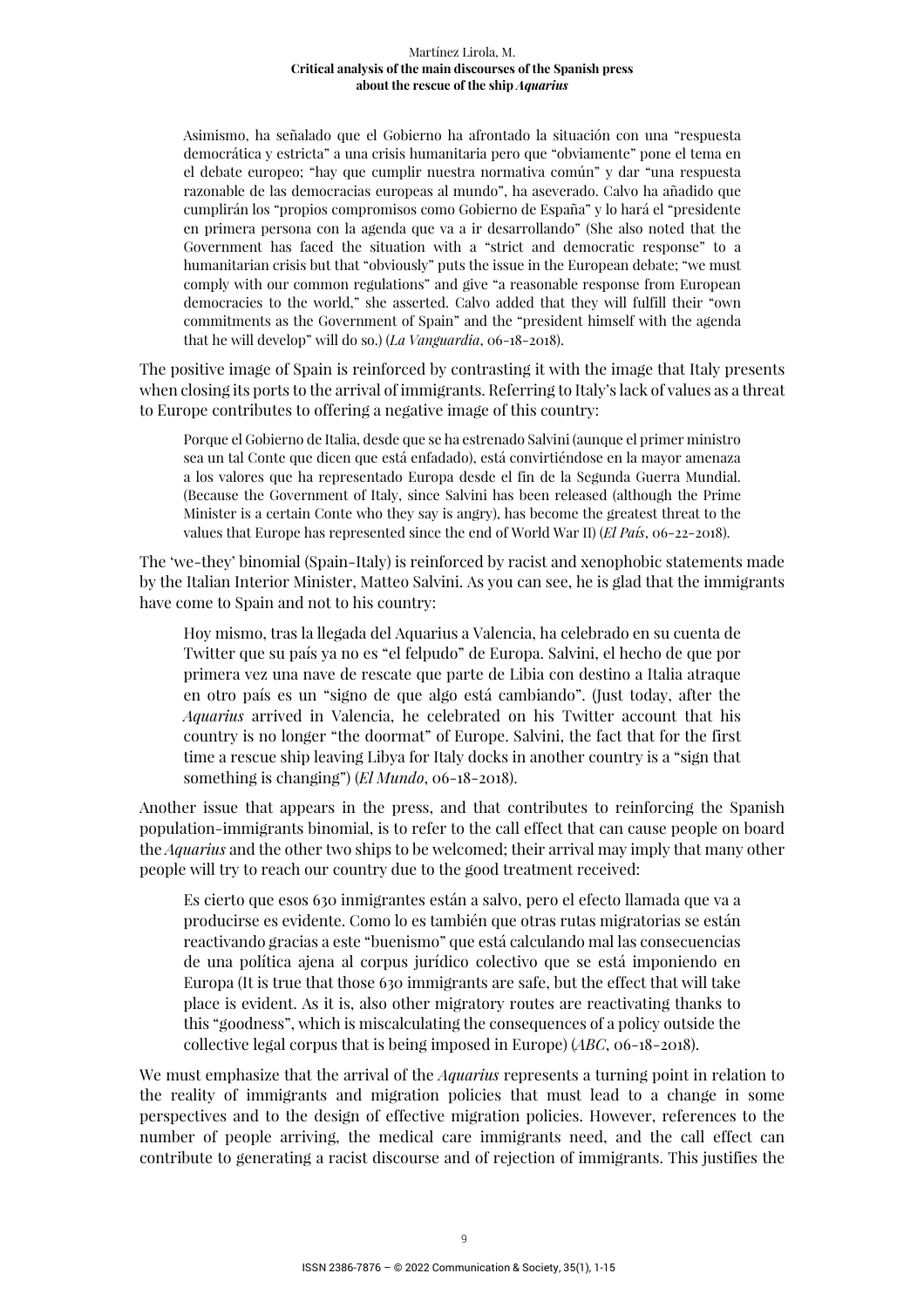> Asimismo, ha señalado que el Gobierno ha afrontado la situación con una "respuesta democrática y estricta" a una crisis humanitaria pero que "obviamente" pone el tema en el debate europeo; "hay que cumplir nuestra normativa común" y dar "una respuesta razonable de las democracias europeas al mundo", ha aseverado. Calvo ha añadido que cumplirán los "propios compromisos como Gobierno de España" y lo hará el "presidente en primera persona con la agenda que va a ir desarrollando" (She also noted that the Government has faced the situation with a "strict and democratic response" to a humanitarian crisis but that "obviously" puts the issue in the European debate; "we must comply with our common regulations" and give "a reasonable response from European democracies to the world," she asserted. Calvo added that they will fulfill their "own commitments as the Government of Spain" and the "president himself with the agenda that he will develop" will do so.) (*La Vanguardia*, 06-18-2018).

The positive image of Spain is reinforced by contrasting it with the image that Italy presents when closing its ports to the arrival of immigrants. Referring to Italy's lack of values as a threat to Europe contributes to offering a negative image of this country:

> Porque el Gobierno de Italia, desde que se ha estrenado Salvini (aunque el primer ministro sea un tal Conte que dicen que está enfadado), está convirtiéndose en la mayor amenaza a los valores que ha representado Europa desde el fin de la Segunda Guerra Mundial. (Because the Government of Italy, since Salvini has been released (although the Prime Minister is a certain Conte who they say is angry), has become the greatest threat to the values that Europe has represented since the end of World War II) (*El País*, 06-22-2018).

The 'we-they' binomial (Spain-Italy) is reinforced by racist and xenophobic statements made by the Italian Interior Minister, Matteo Salvini. As you can see, he is glad that the immigrants have come to Spain and not to his country:

> Hoy mismo, tras la llegada del Aquarius a Valencia, ha celebrado en su cuenta de Twitter que su país ya no es "el felpudo" de Europa. Salvini, el hecho de que por primera vez una nave de rescate que parte de Libia con destino a Italia atraque en otro país es un "signo de que algo está cambiando". (Just today, after the *Aquarius* arrived in Valencia, he celebrated on his Twitter account that his country is no longer "the doormat" of Europe. Salvini, the fact that for the first time a rescue ship leaving Libya for Italy docks in another country is a "sign that something is changing") (*El Mundo*, 06-18-2018).

Another issue that appears in the press, and that contributes to reinforcing the Spanish population-immigrants binomial, is to refer to the call effect that can cause people on board the *Aquarius* and the other two ships to be welcomed; their arrival may imply that many other people will try to reach our country due to the good treatment received:

> Es cierto que esos 630 inmigrantes están a salvo, pero el efecto llamada que va a producirse es evidente. Como lo es también que otras rutas migratorias se están reactivando gracias a este "buenismo" que está calculando mal las consecuencias de una política ajena al corpus jurídico colectivo que se está imponiendo en Europa (It is true that those 630 immigrants are safe, but the effect that will take place is evident. As it is, also other migratory routes are reactivating thanks to this "goodness", which is miscalculating the consequences of a policy outside the collective legal corpus that is being imposed in Europe) (*ABC*, 06-18-2018).

We must emphasize that the arrival of the *Aquarius* represents a turning point in relation to the reality of immigrants and migration policies that must lead to a change in some perspectives and to the design of effective migration policies. However, references to the number of people arriving, the medical care immigrants need, and the call effect can contribute to generating a racist discourse and of rejection of immigrants. This justifies the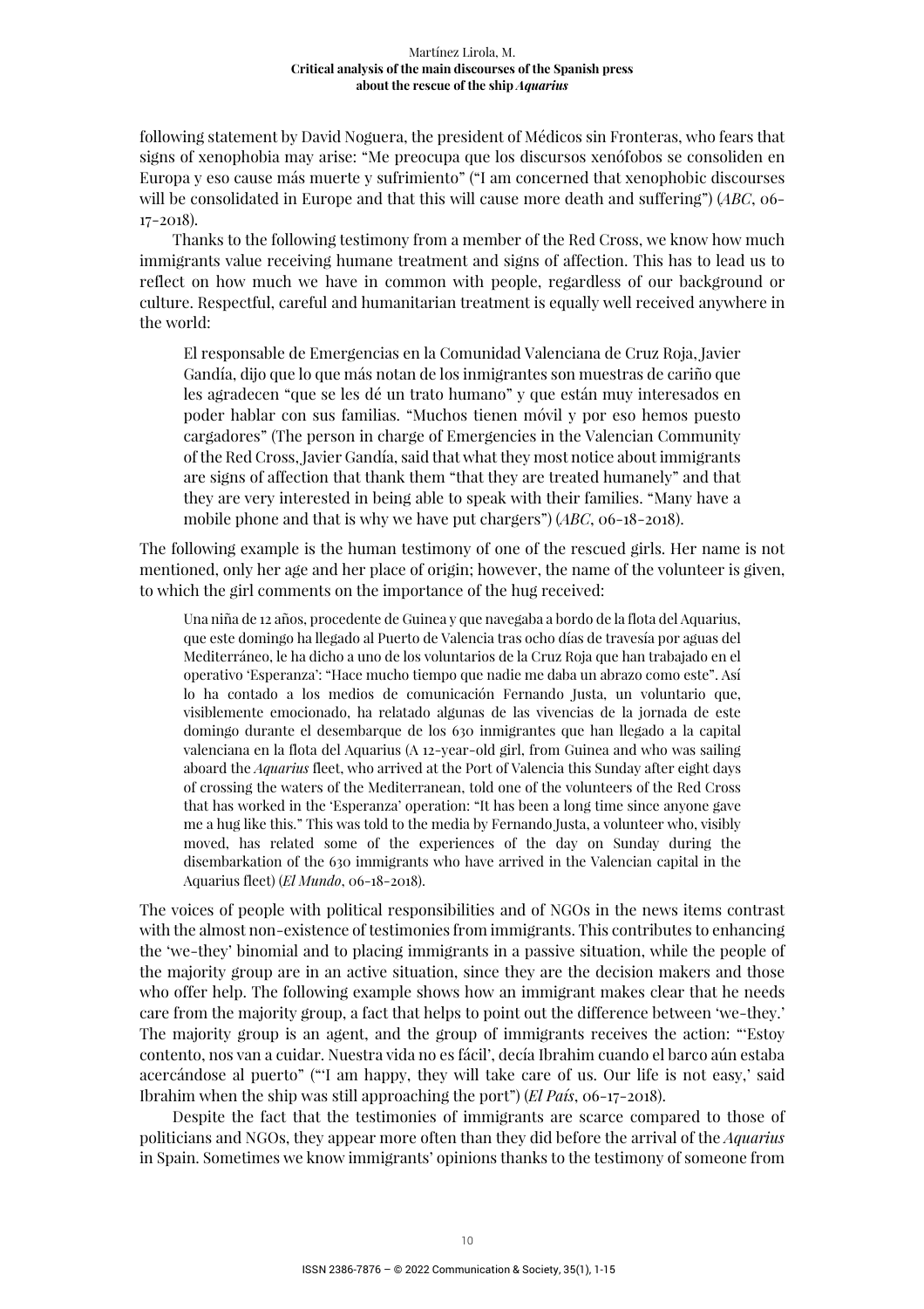following statement by David Noguera, the president of Médicos sin Fronteras, who fears that signs of xenophobia may arise: "Me preocupa que los discursos xenófobos se consoliden en Europa y eso cause más muerte y sufrimiento" ("I am concerned that xenophobic discourses will be consolidated in Europe and that this will cause more death and suffering") (*ABC*, 06-17-2018).

Thanks to the following testimony from a member of the Red Cross, we know how much immigrants value receiving humane treatment and signs of affection. This has to lead us to reflect on how much we have in common with people, regardless of our background or culture. Respectful, careful and humanitarian treatment is equally well received anywhere in the world:

> El responsable de Emergencias en la Comunidad Valenciana de Cruz Roja, Javier Gandía, dijo que lo que más notan de los inmigrantes son muestras de cariño que les agradecen "que se les dé un trato humano" y que están muy interesados en poder hablar con sus familias. "Muchos tienen móvil y por eso hemos puesto cargadores" (The person in charge of Emergencies in the Valencian Community of the Red Cross, Javier Gandía, said that what they most notice about immigrants are signs of affection that thank them "that they are treated humanely" and that they are very interested in being able to speak with their families. "Many have a mobile phone and that is why we have put chargers") (*ABC*, 06-18-2018).

The following example is the human testimony of one of the rescued girls. Her name is not mentioned, only her age and her place of origin; however, the name of the volunteer is given, to which the girl comments on the importance of the hug received:

> Una niña de 12 años, procedente de Guinea y que navegaba a bordo de la flota del Aquarius, que este domingo ha llegado al Puerto de Valencia tras ocho días de travesía por aguas del Mediterráneo, le ha dicho a uno de los voluntarios de la Cruz Roja que han trabajado en el operativo 'Esperanza': "Hace mucho tiempo que nadie me daba un abrazo como este". Así lo ha contado a los medios de comunicación Fernando Justa, un voluntario que, visiblemente emocionado, ha relatado algunas de las vivencias de la jornada de este domingo durante el desembarque de los 630 inmigrantes que han llegado a la capital valenciana en la flota del Aquarius (A 12-year-old girl, from Guinea and who was sailing aboard the *Aquarius* fleet, who arrived at the Port of Valencia this Sunday after eight days of crossing the waters of the Mediterranean, told one of the volunteers of the Red Cross that has worked in the 'Esperanza' operation: "It has been a long time since anyone gave me a hug like this." This was told to the media by Fernando Justa, a volunteer who, visibly moved, has related some of the experiences of the day on Sunday during the disembarkation of the 630 immigrants who have arrived in the Valencian capital in the Aquarius fleet) (*El Mundo*, 06-18-2018).

The voices of people with political responsibilities and of NGOs in the news items contrast with the almost non-existence of testimonies from immigrants. This contributes to enhancing the 'we-they' binomial and to placing immigrants in a passive situation, while the people of the majority group are in an active situation, since they are the decision makers and those who offer help. The following example shows how an immigrant makes clear that he needs care from the majority group, a fact that helps to point out the difference between 'we-they.' The majority group is an agent, and the group of immigrants receives the action: "'Estoy contento, nos van a cuidar. Nuestra vida no es fácil', decía Ibrahim cuando el barco aún estaba acercándose al puerto" ("'I am happy, they will take care of us. Our life is not easy,' said Ibrahim when the ship was still approaching the port") (*El País*, 06-17-2018).

Despite the fact that the testimonies of immigrants are scarce compared to those of politicians and NGOs, they appear more often than they did before the arrival of the *Aquarius* in Spain. Sometimes we know immigrants' opinions thanks to the testimony of someone from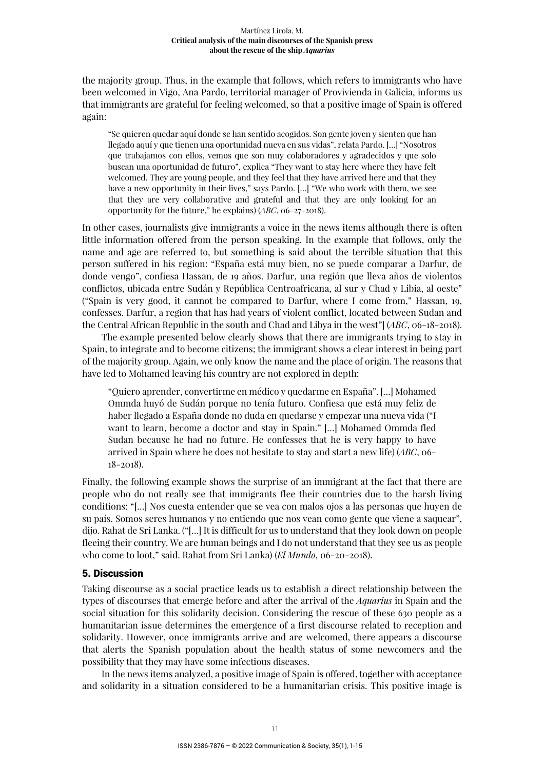the majority group. Thus, in the example that follows, which refers to immigrants who have been welcomed in Vigo, Ana Pardo, territorial manager of Provivienda in Galicia, informs us that immigrants are grateful for feeling welcomed, so that a positive image of Spain is offered again:

> "Se quieren quedar aquí donde se han sentido acogidos. Son gente joven y sienten que han llegado aquí y que tienen una oportunidad nueva en sus vidas", relata Pardo. [...] "Nosotros que trabajamos con ellos, vemos que son muy colaboradores y agradecidos y que solo buscan una oportunidad de futuro", explica "They want to stay here where they have felt welcomed. They are young people, and they feel that they have arrived here and that they have a new opportunity in their lives," says Pardo. [...] "We who work with them, we see that they are very collaborative and grateful and that they are only looking for an opportunity for the future," he explains) (*ABC*, 06-27-2018).

In other cases, journalists give immigrants a voice in the news items although there is often little information offered from the person speaking. In the example that follows, only the name and age are referred to, but something is said about the terrible situation that this person suffered in his region: "España está muy bien, no se puede comparar a Darfur, de donde vengo", confiesa Hassan, de 19 años. Darfur, una región que lleva años de violentos conflictos, ubicada entre Sudán y República Centroafricana, al sur y Chad y Libia, al oeste" ("Spain is very good, it cannot be compared to Darfur, where I come from," Hassan, 19, confesses. Darfur, a region that has had years of violent conflict, located between Sudan and the Central African Republic in the south and Chad and Libya in the west"] (*ABC*, 06-18-2018).

The example presented below clearly shows that there are immigrants trying to stay in Spain, to integrate and to become citizens; the immigrant shows a clear interest in being part of the majority group. Again, we only know the name and the place of origin. The reasons that have led to Mohamed leaving his country are not explored in depth:

> "Quiero aprender, convertirme en médico y quedarme en España". [...] Mohamed Ommda huyó de Sudán porque no tenía futuro. Confiesa que está muy feliz de haber llegado a España donde no duda en quedarse y empezar una nueva vida ("I want to learn, become a doctor and stay in Spain." [...] Mohamed Ommda fled Sudan because he had no future. He confesses that he is very happy to have arrived in Spain where he does not hesitate to stay and start a new life) (*ABC*, 06-18-2018).

Finally, the following example shows the surprise of an immigrant at the fact that there are people who do not really see that immigrants flee their countries due to the harsh living conditions: "[...] Nos cuesta entender que se vea con malos ojos a las personas que huyen de su país. Somos seres humanos y no entiendo que nos vean como gente que viene a saquear", dijo. Rahat de Sri Lanka. ("[...] It is difficult for us to understand that they look down on people fleeing their country. We are human beings and I do not understand that they see us as people who come to loot," said. Rahat from Sri Lanka) (*El Mundo*, 06-20-2018).

## 5. Discussion

Taking discourse as a social practice leads us to establish a direct relationship between the types of discourses that emerge before and after the arrival of the *Aquarius* in Spain and the social situation for this solidarity decision. Considering the rescue of these 630 people as a humanitarian issue determines the emergence of a first discourse related to reception and solidarity. However, once immigrants arrive and are welcomed, there appears a discourse that alerts the Spanish population about the health status of some newcomers and the possibility that they may have some infectious diseases.

In the news items analyzed, a positive image of Spain is offered, together with acceptance and solidarity in a situation considered to be a humanitarian crisis. This positive image is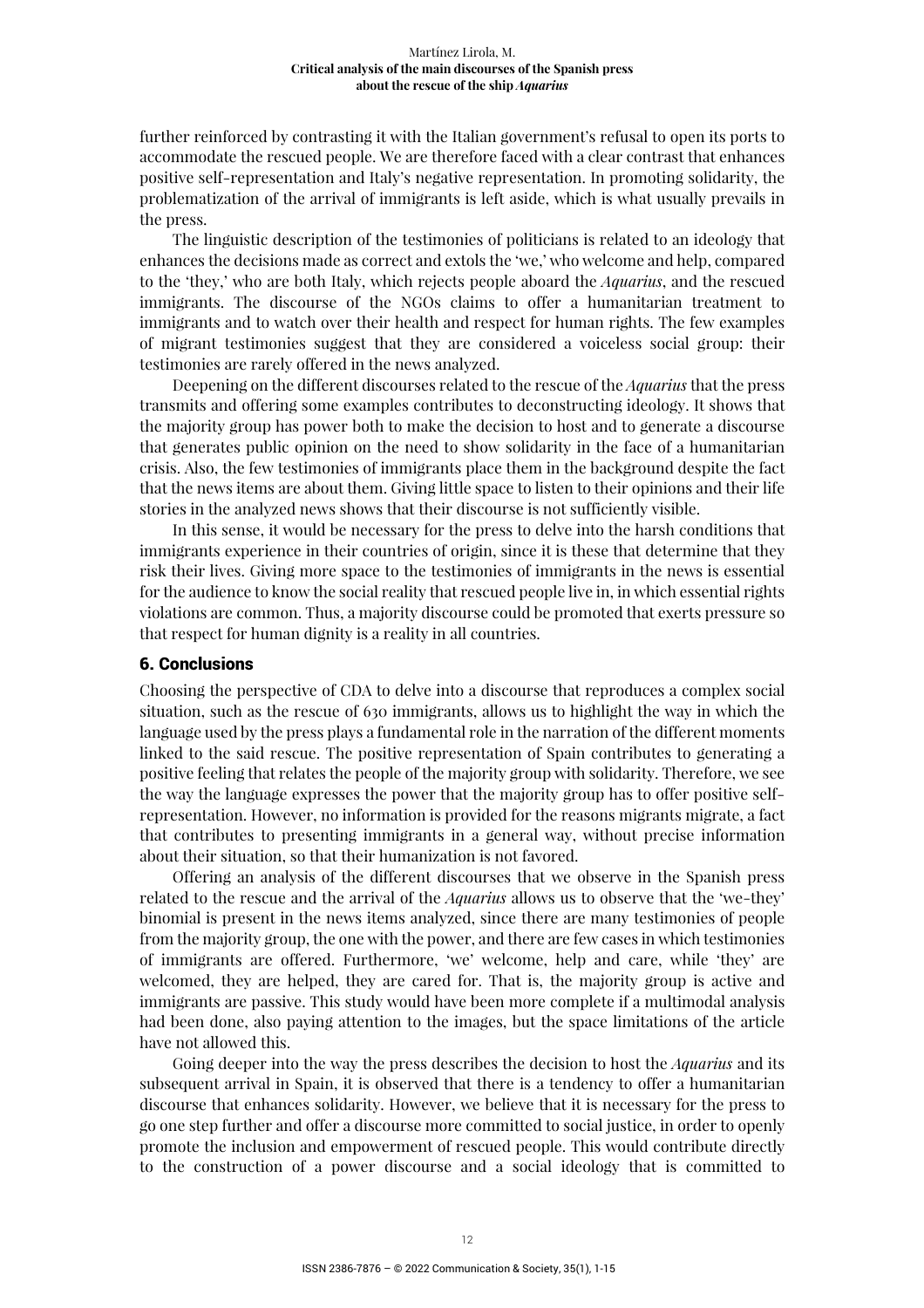further reinforced by contrasting it with the Italian government's refusal to open its ports to accommodate the rescued people. We are therefore faced with a clear contrast that enhances positive self-representation and Italy's negative representation. In promoting solidarity, the problematization of the arrival of immigrants is left aside, which is what usually prevails in the press.

The linguistic description of the testimonies of politicians is related to an ideology that enhances the decisions made as correct and extols the 'we,' who welcome and help, compared to the 'they,' who are both Italy, which rejects people aboard the *Aquarius*, and the rescued immigrants. The discourse of the NGOs claims to offer a humanitarian treatment to immigrants and to watch over their health and respect for human rights. The few examples of migrant testimonies suggest that they are considered a voiceless social group: their testimonies are rarely offered in the news analyzed.

Deepening on the different discourses related to the rescue of the *Aquarius* that the press transmits and offering some examples contributes to deconstructing ideology. It shows that the majority group has power both to make the decision to host and to generate a discourse that generates public opinion on the need to show solidarity in the face of a humanitarian crisis. Also, the few testimonies of immigrants place them in the background despite the fact that the news items are about them. Giving little space to listen to their opinions and their life stories in the analyzed news shows that their discourse is not sufficiently visible.

In this sense, it would be necessary for the press to delve into the harsh conditions that immigrants experience in their countries of origin, since it is these that determine that they risk their lives. Giving more space to the testimonies of immigrants in the news is essential for the audience to know the social reality that rescued people live in, in which essential rights violations are common. Thus, a majority discourse could be promoted that exerts pressure so that respect for human dignity is a reality in all countries.

## 6. Conclusions

Choosing the perspective of CDA to delve into a discourse that reproduces a complex social situation, such as the rescue of 630 immigrants, allows us to highlight the way in which the language used by the press plays a fundamental role in the narration of the different moments linked to the said rescue. The positive representation of Spain contributes to generating a positive feeling that relates the people of the majority group with solidarity. Therefore, we see the way the language expresses the power that the majority group has to offer positive self-representation. However, no information is provided for the reasons migrants migrate, a fact that contributes to presenting immigrants in a general way, without precise information about their situation, so that their humanization is not favored.

Offering an analysis of the different discourses that we observe in the Spanish press related to the rescue and the arrival of the *Aquarius* allows us to observe that the 'we-they' binomial is present in the news items analyzed, since there are many testimonies of people from the majority group, the one with the power, and there are few cases in which testimonies of immigrants are offered. Furthermore, 'we' welcome, help and care, while 'they' are welcomed, they are helped, they are cared for. That is, the majority group is active and immigrants are passive. This study would have been more complete if a multimodal analysis had been done, also paying attention to the images, but the space limitations of the article have not allowed this.

Going deeper into the way the press describes the decision to host the *Aquarius* and its subsequent arrival in Spain, it is observed that there is a tendency to offer a humanitarian discourse that enhances solidarity. However, we believe that it is necessary for the press to go one step further and offer a discourse more committed to social justice, in order to openly promote the inclusion and empowerment of rescued people. This would contribute directly to the construction of a power discourse and a social ideology that is committed to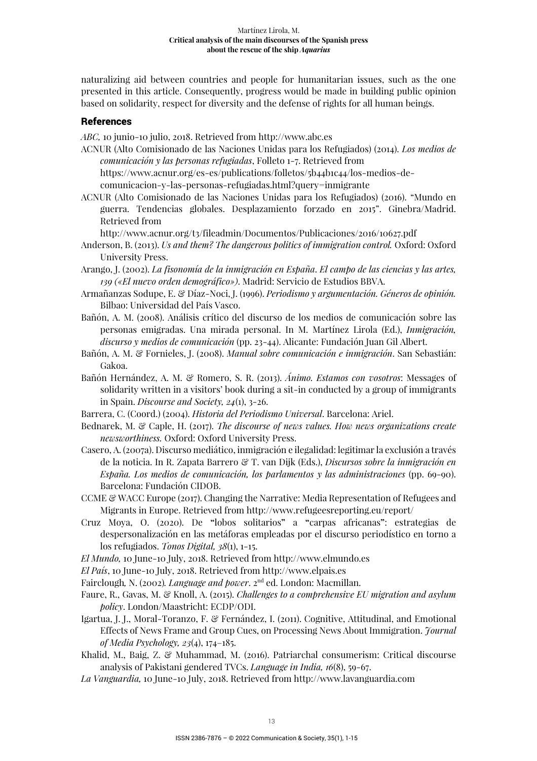naturalizing aid between countries and people for humanitarian issues, such as the one presented in this article. Consequently, progress would be made in building public opinion based on solidarity, respect for diversity and the defense of rights for all human beings.

## References

*ABC,* 10 junio-10 julio, 2018. Retrieved from http://www.abc.es

ACNUR (Alto Comisionado de las Naciones Unidas para los Refugiados) (2014). *Los medios de comunicación y las personas refugiadas*, Folleto 1-7. Retrieved from https://www.acnur.org/es-es/publications/folletos/5b44b1c44/los-medios-de-comunicacion-y-las-personas-refugiadas.html?query=inmigrante

ACNUR (Alto Comisionado de las Naciones Unidas para los Refugiados) (2016). "Mundo en guerra. Tendencias globales. Desplazamiento forzado en 2015". Ginebra/Madrid. Retrieved from http://www.acnur.org/t3/fileadmin/Documentos/Publicaciones/2016/10627.pdf

Anderson, B. (2013). *Us and them? The dangerous politics of immigration control.* Oxford: Oxford University Press.

Arango, J. (2002). *La fisonomía de la inmigración en España*. *El campo de las ciencias y las artes, 139 («El nuevo orden demográfico»)*. Madrid: Servicio de Estudios BBVA.

Armañanzas Sodupe, E. & Díaz-Noci, J. (1996). *Periodismo y argumentación. Géneros de opinión.* Bilbao: Universidad del País Vasco.

Bañón, A. M. (2008). Análisis crítico del discurso de los medios de comunicación sobre las personas emigradas. Una mirada personal. In M. Martínez Lirola (Ed.), *Inmigración, discurso y medios de comunicación* (pp. 23-44). Alicante: Fundación Juan Gil Albert.

Bañón, A. M. & Fornieles, J. (2008). *Manual sobre comunicación e inmigración*. San Sebastián: Gakoa.

Bañón Hernández, A. M. & Romero, S. R. (2013). *Ánimo. Estamos con vosotros*: Messages of solidarity written in a visitors' book during a sit-in conducted by a group of immigrants in Spain. *Discourse and Society, 24*(1), 3-26.

Barrera, C. (Coord.) (2004). *Historia del Periodismo Universal*. Barcelona: Ariel.

Bednarek, M. & Caple, H. (2017). *The discourse of news values. How news organizations create newsworthiness.* Oxford: Oxford University Press.

Casero, A. (2007a). Discurso mediático, inmigración e ilegalidad: legitimar la exclusión a través de la noticia. In R. Zapata Barrero & T. van Dijk (Eds.), *Discursos sobre la inmigración en España. Los medios de comunicación, los parlamentos y las administraciones* (pp. 69-90). Barcelona: Fundación CIDOB.

CCME & WACC Europe (2017). Changing the Narrative: Media Representation of Refugees and Migrants in Europe. Retrieved from http://www.refugeesreporting.eu/report/

Cruz Moya, O. (2020). De "lobos solitarios" a "carpas africanas": estrategias de despersonalización en las metáforas empleadas por el discurso periodístico en torno a los refugiados. *Tonos Digital, 38*(1), 1-15.

*El Mundo,* 10 June-10 July, 2018. Retrieved from http://www.elmundo.es

*El País*, 10 June-10 July, 2018. Retrieved from http://www.elpais.es

Fairclough, N. (2002). *Language and power*. 2nd ed. London: Macmillan.

Faure, R., Gavas, M. & Knoll, A. (2015). *Challenges to a comprehensive EU migration and asylum policy*. London/Maastricht: ECDP/ODI.

Igartua, J. J., Moral-Toranzo, F. & Fernández, I. (2011). Cognitive, Attitudinal, and Emotional Effects of News Frame and Group Cues, on Processing News About Immigration. *Journal of Media Psychology, 23*(4), 174-185.

Khalid, M., Baig, Z. & Muhammad, M. (2016). Patriarchal consumerism: Critical discourse analysis of Pakistani gendered TVCs. *Language in India, 16*(8), 59-67.

*La Vanguardia,* 10 June-10 July, 2018. Retrieved from http://www.lavanguardia.com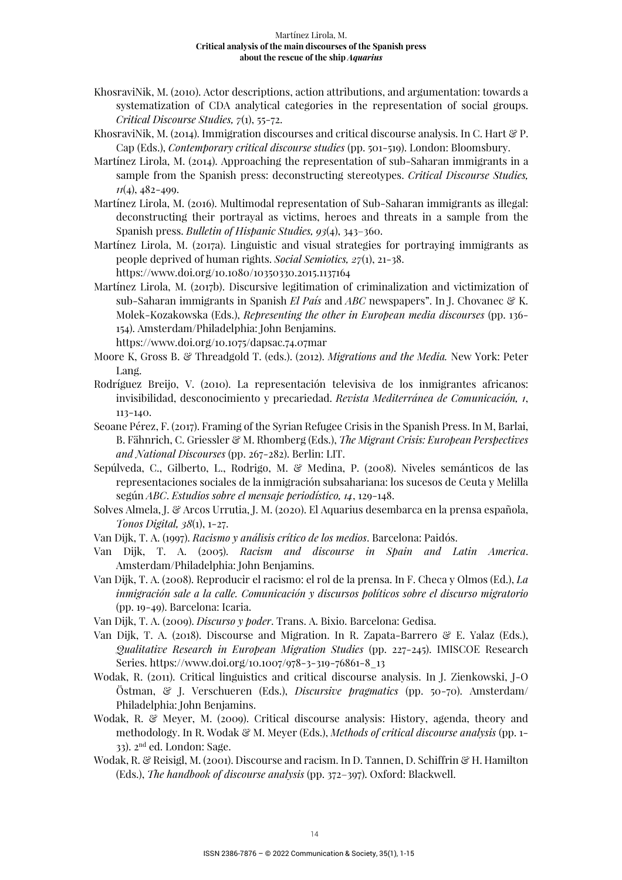KhosraviNik, M. (2010). Actor descriptions, action attributions, and argumentation: towards a systematization of CDA analytical categories in the representation of social groups. *Critical Discourse Studies, 7*(1), 55-72.

KhosraviNik, M. (2014). Immigration discourses and critical discourse analysis. In C. Hart & P. Cap (Eds.), *Contemporary critical discourse studies* (pp. 501-519). London: Bloomsbury.

Martínez Lirola, M. (2014). Approaching the representation of sub-Saharan immigrants in a sample from the Spanish press: deconstructing stereotypes. *Critical Discourse Studies, 11*(4), 482-499.

Martínez Lirola, M. (2016). Multimodal representation of Sub-Saharan immigrants as illegal: deconstructing their portrayal as victims, heroes and threats in a sample from the Spanish press. *Bulletin of Hispanic Studies, 93*(4), 343–360.

Martínez Lirola, M. (2017a). Linguistic and visual strategies for portraying immigrants as people deprived of human rights. *Social Semiotics, 27*(1), 21-38. https://www.doi.org/10.1080/10350330.2015.1137164

Martínez Lirola, M. (2017b). Discursive legitimation of criminalization and victimization of sub-Saharan immigrants in Spanish *El País* and *ABC* newspapers". In J. Chovanec & K. Molek-Kozakowska (Eds.), *Representing the other in European media discourses* (pp. 136-154). Amsterdam/Philadelphia: John Benjamins. https://www.doi.org/10.1075/dapsac.74.07mar

Moore K, Gross B. & Threadgold T. (eds.). (2012). *Migrations and the Media.* New York: Peter Lang.

Rodríguez Breijo, V. (2010). La representación televisiva de los inmigrantes africanos: invisibilidad, desconocimiento y precariedad. *Revista Mediterránea de Comunicación, 1*, 113-140.

Seoane Pérez, F. (2017). Framing of the Syrian Refugee Crisis in the Spanish Press. In M, Barlai, B. Fähnrich, C. Griessler & M. Rhomberg (Eds.), *The Migrant Crisis: European Perspectives and National Discourses* (pp. 267-282). Berlin: LIT.

Sepúlveda, C., Gilberto, L., Rodrigo, M. & Medina, P. (2008). Niveles semánticos de las representaciones sociales de la inmigración subsahariana: los sucesos de Ceuta y Melilla según *ABC*. *Estudios sobre el mensaje periodístico, 14*, 129-148.

Solves Almela, J. & Arcos Urrutia, J. M. (2020). El Aquarius desembarca en la prensa española, *Tonos Digital, 38*(1), 1-27.

Van Dijk, T. A. (1997). *Racismo y análisis crítico de los medios*. Barcelona: Paidós.

Van Dijk, T. A. (2005). *Racism and discourse in Spain and Latin America*. Amsterdam/Philadelphia: John Benjamins.

Van Dijk, T. A. (2008). Reproducir el racismo: el rol de la prensa. In F. Checa y Olmos (Ed.), *La inmigración sale a la calle. Comunicación y discursos políticos sobre el discurso migratorio* (pp. 19-49). Barcelona: Icaria.

Van Dijk, T. A. (2009). *Discurso y poder*. Trans. A. Bixio. Barcelona: Gedisa.

Van Dijk, T. A. (2018). Discourse and Migration. In R. Zapata-Barrero & E. Yalaz (Eds.), *Qualitative Research in European Migration Studies* (pp. 227-245). IMISCOE Research Series. https://www.doi.org/10.1007/978-3-319-76861-8_13

Wodak, R. (2011). Critical linguistics and critical discourse analysis. In J. Zienkowski, J-O Östman, & J. Verschueren (Eds.), *Discursive pragmatics* (pp. 50-70). Amsterdam/ Philadelphia: John Benjamins.

Wodak, R. & Meyer, M. (2009). Critical discourse analysis: History, agenda, theory and methodology. In R. Wodak & M. Meyer (Eds.), *Methods of critical discourse analysis* (pp. 1-33). 2nd ed. London: Sage.

Wodak, R. & Reisigl, M. (2001). Discourse and racism. In D. Tannen, D. Schiffrin & H. Hamilton (Eds.), *The handbook of discourse analysis* (pp. 372–397). Oxford: Blackwell.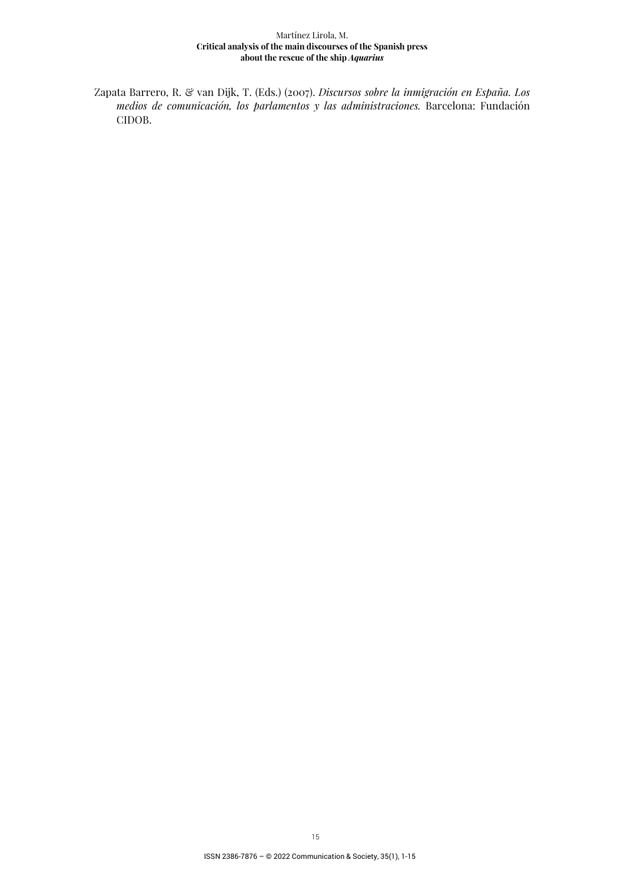Zapata Barrero, R. & van Dijk, T. (Eds.) (2007). *Discursos sobre la inmigración en España. Los medios de comunicación, los parlamentos y las administraciones.* Barcelona: Fundación CIDOB.